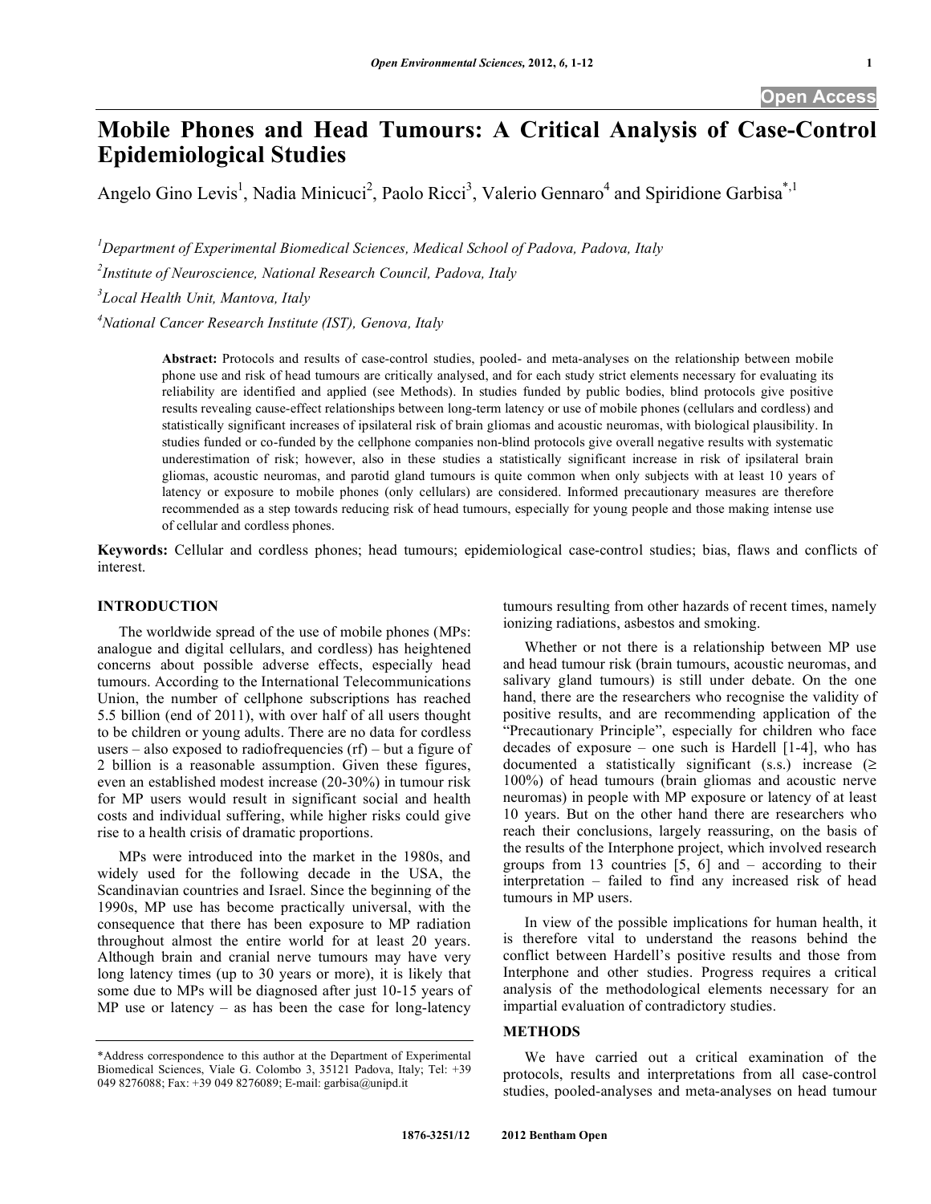# Mobile Phones and Head Tumours: A Critical Analysis of Case-Control Epidemiological Studies

Angelo Gino Levis[1], Nadia Minicuci[2], Paolo Ricci[3], Valerio Gennaro[4] and Spiridione Garbisa*[,1]

[1]Department of Experimental Biomedical Sciences, Medical School of Padova, Padova, Italy

[2]Institute of Neuroscience, National Research Council, Padova, Italy

[3]Local Health Unit, Mantova, Italy

[4]National Cancer Research Institute (IST), Genova, Italy

**Abstract:** Protocols and results of case-control studies, pooled- and meta-analyses on the relationship between mobile phone use and risk of head tumours are critically analysed, and for each study strict elements necessary for evaluating its reliability are identified and applied (see Methods). In studies funded by public bodies, blind protocols give positive results revealing cause-effect relationships between long-term latency or use of mobile phones (cellulars and cordless) and statistically significant increases of ipsilateral risk of brain gliomas and acoustic neuromas, with biological plausibility. In studies funded or co-funded by the cellphone companies non-blind protocols give overall negative results with systematic underestimation of risk; however, also in these studies a statistically significant increase in risk of ipsilateral brain gliomas, acoustic neuromas, and parotid gland tumours is quite common when only subjects with at least 10 years of latency or exposure to mobile phones (only cellulars) are considered. Informed precautionary measures are therefore recommended as a step towards reducing risk of head tumours, especially for young people and those making intense use of cellular and cordless phones.

**Keywords:** Cellular and cordless phones; head tumours; epidemiological case-control studies; bias, flaws and conflicts of interest.

## INTRODUCTION

The worldwide spread of the use of mobile phones (MPs: analogue and digital cellulars, and cordless) has heightened concerns about possible adverse effects, especially head tumours. According to the International Telecommunications Union, the number of cellphone subscriptions has reached 5.5 billion (end of 2011), with over half of all users thought to be children or young adults. There are no data for cordless users – also exposed to radiofrequencies (rf) – but a figure of 2 billion is a reasonable assumption. Given these figures, even an established modest increase (20-30%) in tumour risk for MP users would result in significant social and health costs and individual suffering, while higher risks could give rise to a health crisis of dramatic proportions.

MPs were introduced into the market in the 1980s, and widely used for the following decade in the USA, the Scandinavian countries and Israel. Since the beginning of the 1990s, MP use has become practically universal, with the consequence that there has been exposure to MP radiation throughout almost the entire world for at least 20 years. Although brain and cranial nerve tumours may have very long latency times (up to 30 years or more), it is likely that some due to MPs will be diagnosed after just 10-15 years of MP use or latency – as has been the case for long-latency tumours resulting from other hazards of recent times, namely ionizing radiations, asbestos and smoking.

Whether or not there is a relationship between MP use and head tumour risk (brain tumours, acoustic neuromas, and salivary gland tumours) is still under debate. On the one hand, there are the researchers who recognise the validity of positive results, and are recommending application of the "Precautionary Principle", especially for children who face decades of exposure – one such is Hardell [1-4], who has documented a statistically significant (s.s.) increase ($\geq$ 100%) of head tumours (brain gliomas and acoustic nerve neuromas) in people with MP exposure or latency of at least 10 years. But on the other hand there are researchers who reach their conclusions, largely reassuring, on the basis of the results of the Interphone project, which involved research groups from 13 countries [5, 6] and – according to their interpretation – failed to find any increased risk of head tumours in MP users.

In view of the possible implications for human health, it is therefore vital to understand the reasons behind the conflict between Hardell's positive results and those from Interphone and other studies. Progress requires a critical analysis of the methodological elements necessary for an impartial evaluation of contradictory studies.

## METHODS

We have carried out a critical examination of the protocols, results and interpretations from all case-control studies, pooled-analyses and meta-analyses on head tumour

*Address correspondence to this author at the Department of Experimental Biomedical Sciences, Viale G. Colombo 3, 35121 Padova, Italy; Tel: +39 049 8276088; Fax: +39 049 8276089; E-mail: garbisa@unipd.it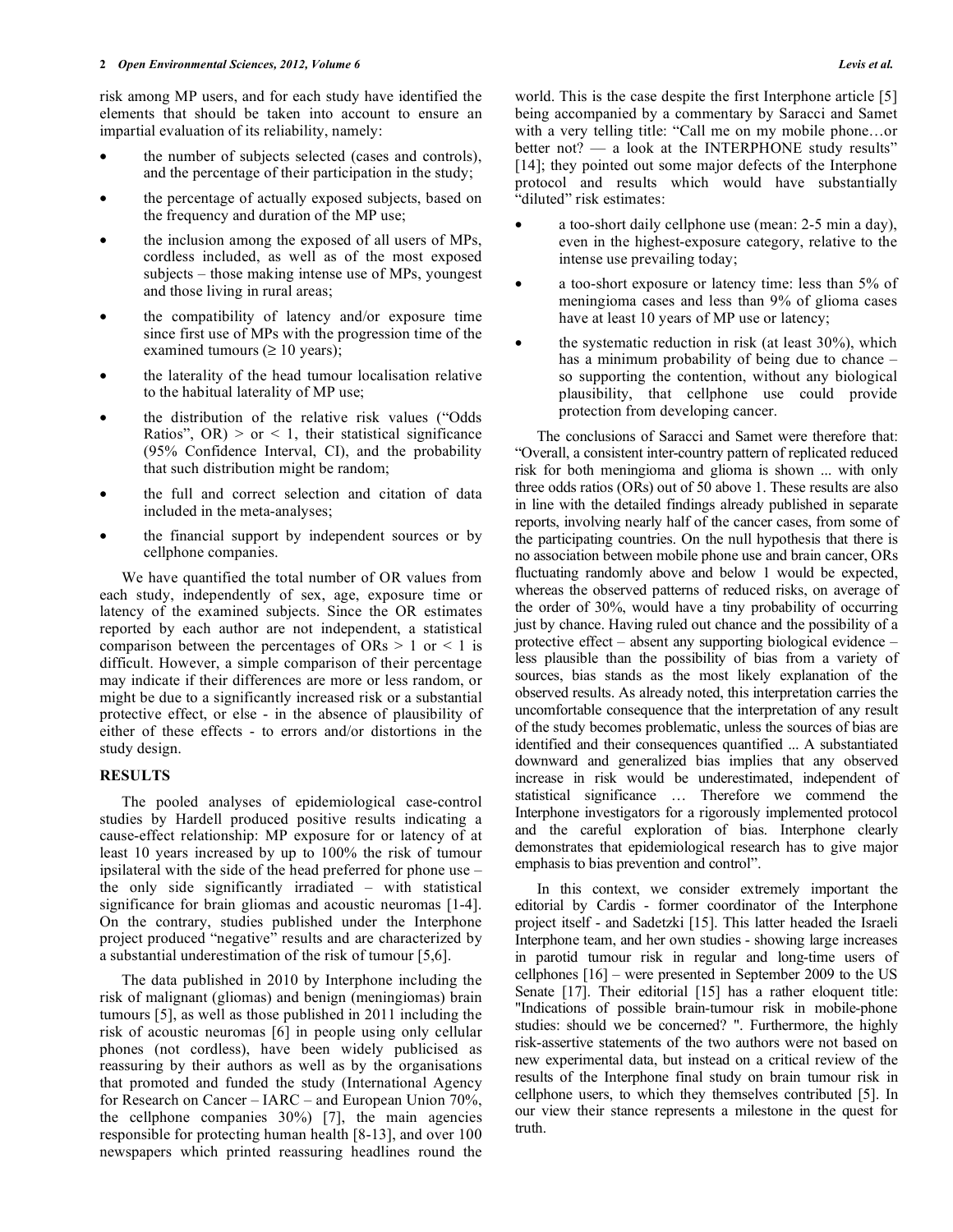risk among MP users, and for each study have identified the elements that should be taken into account to ensure an impartial evaluation of its reliability, namely:

- the number of subjects selected (cases and controls), and the percentage of their participation in the study;
- the percentage of actually exposed subjects, based on the frequency and duration of the MP use;
- the inclusion among the exposed of all users of MPs, cordless included, as well as of the most exposed subjects – those making intense use of MPs, youngest and those living in rural areas;
- the compatibility of latency and/or exposure time since first use of MPs with the progression time of the examined tumours (≥ 10 years);
- the laterality of the head tumour localisation relative to the habitual laterality of MP use;
- the distribution of the relative risk values ("Odds Ratios", OR) > or < 1, their statistical significance (95% Confidence Interval, CI), and the probability that such distribution might be random;
- the full and correct selection and citation of data included in the meta-analyses;
- the financial support by independent sources or by cellphone companies.

We have quantified the total number of OR values from each study, independently of sex, age, exposure time or latency of the examined subjects. Since the OR estimates reported by each author are not independent, a statistical comparison between the percentages of ORs > 1 or < 1 is difficult. However, a simple comparison of their percentage may indicate if their differences are more or less random, or might be due to a significantly increased risk or a substantial protective effect, or else - in the absence of plausibility of either of these effects - to errors and/or distortions in the study design.

## RESULTS

The pooled analyses of epidemiological case-control studies by Hardell produced positive results indicating a cause-effect relationship: MP exposure for or latency of at least 10 years increased by up to 100% the risk of tumour ipsilateral with the side of the head preferred for phone use – the only side significantly irradiated – with statistical significance for brain gliomas and acoustic neuromas [1-4]. On the contrary, studies published under the Interphone project produced "negative" results and are characterized by a substantial underestimation of the risk of tumour [5,6].

The data published in 2010 by Interphone including the risk of malignant (gliomas) and benign (meningiomas) brain tumours [5], as well as those published in 2011 including the risk of acoustic neuromas [6] in people using only cellular phones (not cordless), have been widely publicised as reassuring by their authors as well as by the organisations that promoted and funded the study (International Agency for Research on Cancer – IARC – and European Union 70%, the cellphone companies 30%) [7], the main agencies responsible for protecting human health [8-13], and over 100 newspapers which printed reassuring headlines round the world. This is the case despite the first Interphone article [5] being accompanied by a commentary by Saracci and Samet with a very telling title: "Call me on my mobile phone…or better not? — a look at the INTERPHONE study results" [14]; they pointed out some major defects of the Interphone protocol and results which would have substantially "diluted" risk estimates:

- a too-short daily cellphone use (mean: 2-5 min a day), even in the highest-exposure category, relative to the intense use prevailing today;
- a too-short exposure or latency time: less than 5% of meningioma cases and less than 9% of glioma cases have at least 10 years of MP use or latency;
- the systematic reduction in risk (at least 30%), which has a minimum probability of being due to chance – so supporting the contention, without any biological plausibility, that cellphone use could provide protection from developing cancer.

The conclusions of Saracci and Samet were therefore that: "Overall, a consistent inter-country pattern of replicated reduced risk for both meningioma and glioma is shown ... with only three odds ratios (ORs) out of 50 above 1. These results are also in line with the detailed findings already published in separate reports, involving nearly half of the cancer cases, from some of the participating countries. On the null hypothesis that there is no association between mobile phone use and brain cancer, ORs fluctuating randomly above and below 1 would be expected, whereas the observed patterns of reduced risks, on average of the order of 30%, would have a tiny probability of occurring just by chance. Having ruled out chance and the possibility of a protective effect – absent any supporting biological evidence – less plausible than the possibility of bias from a variety of sources, bias stands as the most likely explanation of the observed results. As already noted, this interpretation carries the uncomfortable consequence that the interpretation of any result of the study becomes problematic, unless the sources of bias are identified and their consequences quantified ... A substantiated downward and generalized bias implies that any observed increase in risk would be underestimated, independent of statistical significance … Therefore we commend the Interphone investigators for a rigorously implemented protocol and the careful exploration of bias. Interphone clearly demonstrates that epidemiological research has to give major emphasis to bias prevention and control".

In this context, we consider extremely important the editorial by Cardis - former coordinator of the Interphone project itself - and Sadetzki [15]. This latter headed the Israeli Interphone team, and her own studies - showing large increases in parotid tumour risk in regular and long-time users of cellphones [16] – were presented in September 2009 to the US Senate [17]. Their editorial [15] has a rather eloquent title: "Indications of possible brain-tumour risk in mobile-phone studies: should we be concerned? ". Furthermore, the highly risk-assertive statements of the two authors were not based on new experimental data, but instead on a critical review of the results of the Interphone final study on brain tumour risk in cellphone users, to which they themselves contributed [5]. In our view their stance represents a milestone in the quest for truth.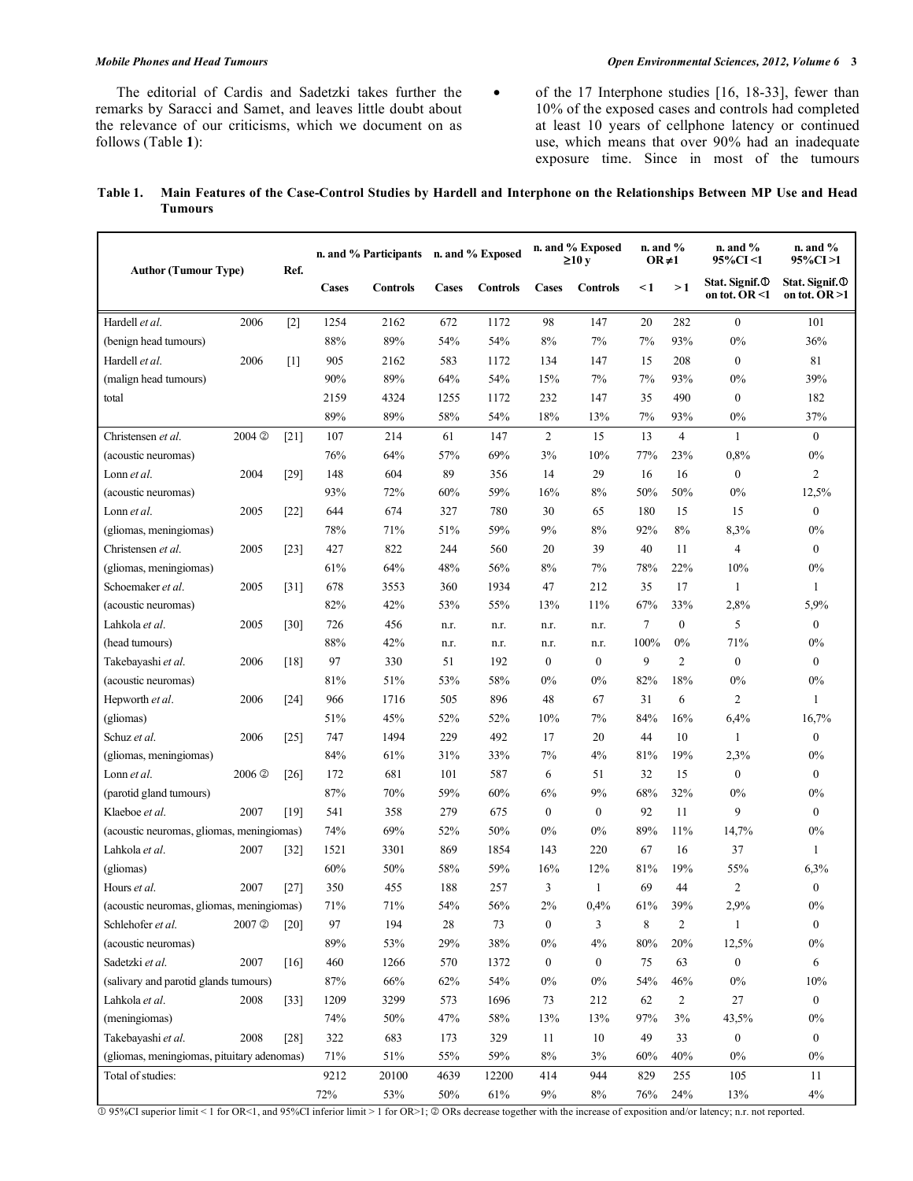The editorial of Cardis and Sadetzki takes further the remarks by Saracci and Samet, and leaves little doubt about the relevance of our criticisms, which we document on as follows (Table **1**):

- of the 17 Interphone studies [16, 18-33], fewer than 10% of the exposed cases and controls had completed at least 10 years of cellphone latency or continued use, which means that over 90% had an inadequate exposure time. Since in most of the tumours

**Table 1. Main Features of the Case-Control Studies by Hardell and Interphone on the Relationships Between MP Use and Head Tumours**

| Author (Tumour Type) | | Ref. | n. and % Participants | | n. and % Exposed | | n. and % Exposed ≥10 y | | n. and % OR≠1 | | n. and % 95%CI <1 | n. and % 95%CI >1 |
|---|---|---|---|---|---|---|---|---|---|---|---|---|
| | | | Cases | Controls | Cases | Controls | Cases | Controls | < 1 | > 1 | Stat. Signif.① on tot. OR <1 | Stat. Signif.① on tot. OR >1 |
| Hardell *et al.* | 2006 | [2] | 1254 | 2162 | 672 | 1172 | 98 | 147 | 20 | 282 | 0 | 101 |
| (benign head tumours) | | | 88% | 89% | 54% | 54% | 8% | 7% | 7% | 93% | 0% | 36% |
| Hardell *et al.* | 2006 | [1] | 905 | 2162 | 583 | 1172 | 134 | 147 | 15 | 208 | 0 | 81 |
| (malign head tumours) | | | 90% | 89% | 64% | 54% | 15% | 7% | 7% | 93% | 0% | 39% |
| total | | | 2159 | 4324 | 1255 | 1172 | 232 | 147 | 35 | 490 | 0 | 182 |
| | | | 89% | 89% | 58% | 54% | 18% | 13% | 7% | 93% | 0% | 37% |
| Christensen *et al.* | 2004 ② | [21] | 107 | 214 | 61 | 147 | 2 | 15 | 13 | 4 | 1 | 0 |
| (acoustic neuromas) | | | 76% | 64% | 57% | 69% | 3% | 10% | 77% | 23% | 0,8% | 0% |
| Lonn *et al.* | 2004 | [29] | 148 | 604 | 89 | 356 | 14 | 29 | 16 | 16 | 0 | 2 |
| (acoustic neuromas) | | | 93% | 72% | 60% | 59% | 16% | 8% | 50% | 50% | 0% | 12,5% |
| Lonn *et al.* | 2005 | [22] | 644 | 674 | 327 | 780 | 30 | 65 | 180 | 15 | 15 | 0 |
| (gliomas, meningiomas) | | | 78% | 71% | 51% | 59% | 9% | 8% | 92% | 8% | 8,3% | 0% |
| Christensen *et al.* | 2005 | [23] | 427 | 822 | 244 | 560 | 20 | 39 | 40 | 11 | 4 | 0 |
| (gliomas, meningiomas) | | | 61% | 64% | 48% | 56% | 8% | 7% | 78% | 22% | 10% | 0% |
| Schoemaker *et al.* | 2005 | [31] | 678 | 3553 | 360 | 1934 | 47 | 212 | 35 | 17 | 1 | 1 |
| (acoustic neuromas) | | | 82% | 42% | 53% | 55% | 13% | 11% | 67% | 33% | 2,8% | 5,9% |
| Lahkola *et al.* | 2005 | [30] | 726 | 456 | n.r. | n.r. | n.r. | n.r. | 7 | 0 | 5 | 0 |
| (head tumours) | | | 88% | 42% | n.r. | n.r. | n.r. | n.r. | 100% | 0% | 71% | 0% |
| Takebayashi *et al.* | 2006 | [18] | 97 | 330 | 51 | 192 | 0 | 0 | 9 | 2 | 0 | 0 |
| (acoustic neuromas) | | | 81% | 51% | 53% | 58% | 0% | 0% | 82% | 18% | 0% | 0% |
| Hepworth *et al.* | 2006 | [24] | 966 | 1716 | 505 | 896 | 48 | 67 | 31 | 6 | 2 | 1 |
| (gliomas) | | | 51% | 45% | 52% | 52% | 10% | 7% | 84% | 16% | 6,4% | 16,7% |
| Schuz *et al.* | 2006 | [25] | 747 | 1494 | 229 | 492 | 17 | 20 | 44 | 10 | 1 | 0 |
| (gliomas, meningiomas) | | | 84% | 61% | 31% | 33% | 7% | 4% | 81% | 19% | 2,3% | 0% |
| Lonn *et al.* | 2006 ② | [26] | 172 | 681 | 101 | 587 | 6 | 51 | 32 | 15 | 0 | 0 |
| (parotid gland tumours) | | | 87% | 70% | 59% | 60% | 6% | 9% | 68% | 32% | 0% | 0% |
| Klaeboe *et al.* | 2007 | [19] | 541 | 358 | 279 | 675 | 0 | 0 | 92 | 11 | 9 | 0 |
| (acoustic neuromas, gliomas, meningiomas) | | | 74% | 69% | 52% | 50% | 0% | 0% | 89% | 11% | 14,7% | 0% |
| Lahkola *et al.* | 2007 | [32] | 1521 | 3301 | 869 | 1854 | 143 | 220 | 67 | 16 | 37 | 1 |
| (gliomas) | | | 60% | 50% | 58% | 59% | 16% | 12% | 81% | 19% | 55% | 6,3% |
| Hours *et al.* | 2007 | [27] | 350 | 455 | 188 | 257 | 3 | 1 | 69 | 44 | 2 | 0 |
| (acoustic neuromas, gliomas, meningiomas) | | | 71% | 71% | 54% | 56% | 2% | 0,4% | 61% | 39% | 2,9% | 0% |
| Schlehofer *et al.* | 2007 ② | [20] | 97 | 194 | 28 | 73 | 0 | 3 | 8 | 2 | 1 | 0 |
| (acoustic neuromas) | | | 89% | 53% | 29% | 38% | 0% | 4% | 80% | 20% | 12,5% | 0% |
| Sadetzki *et al.* | 2007 | [16] | 460 | 1266 | 570 | 1372 | 0 | 0 | 75 | 63 | 0 | 6 |
| (salivary and parotid glands tumours) | | | 87% | 66% | 62% | 54% | 0% | 0% | 54% | 46% | 0% | 10% |
| Lahkola *et al.* | 2008 | [33] | 1209 | 3299 | 573 | 1696 | 73 | 212 | 62 | 2 | 27 | 0 |
| (meningiomas) | | | 74% | 50% | 47% | 58% | 13% | 13% | 97% | 3% | 43,5% | 0% |
| Takebayashi *et al.* | 2008 | [28] | 322 | 683 | 173 | 329 | 11 | 10 | 49 | 33 | 0 | 0 |
| (gliomas, meningiomas, pituitary adenomas) | | | 71% | 51% | 55% | 59% | 8% | 3% | 60% | 40% | 0% | 0% |
| Total of studies: | | | 9212 | 20100 | 4639 | 12200 | 414 | 944 | 829 | 255 | 105 | 11 |
| | | | 72% | 53% | 50% | 61% | 9% | 8% | 76% | 24% | 13% | 4% |

① 95%CI superior limit < 1 for OR<1, and 95%CI inferior limit > 1 for OR>1; ② ORs decrease together with the increase of exposition and/or latency; n.r. not reported.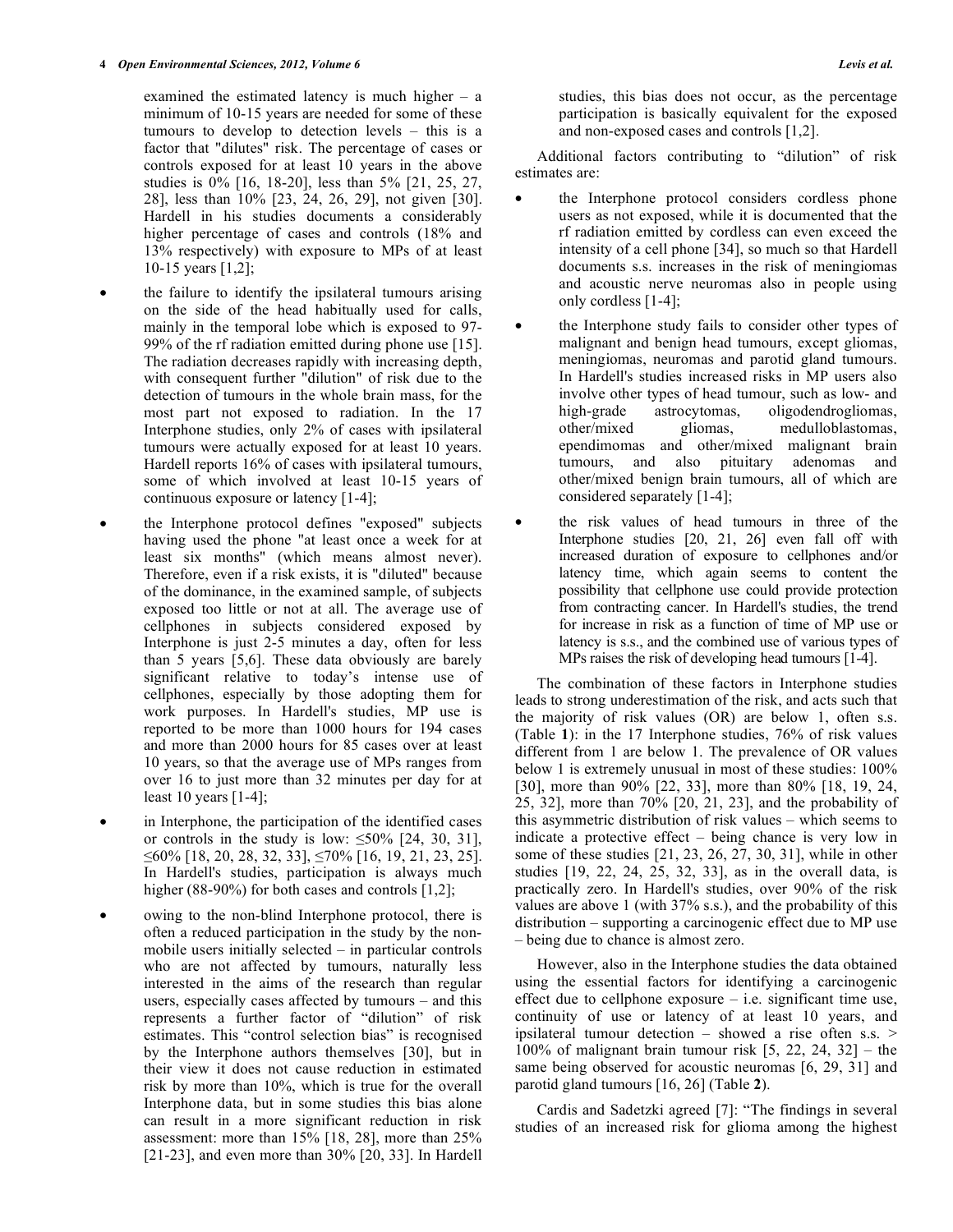examined the estimated latency is much higher – a minimum of 10-15 years are needed for some of these tumours to develop to detection levels – this is a factor that "dilutes" risk. The percentage of cases or controls exposed for at least 10 years in the above studies is 0% [16, 18-20], less than 5% [21, 25, 27, 28], less than 10% [23, 24, 26, 29], not given [30]. Hardell in his studies documents a considerably higher percentage of cases and controls (18% and 13% respectively) with exposure to MPs of at least 10-15 years [1,2];

- the failure to identify the ipsilateral tumours arising on the side of the head habitually used for calls, mainly in the temporal lobe which is exposed to 97-99% of the rf radiation emitted during phone use [15]. The radiation decreases rapidly with increasing depth, with consequent further "dilution" of risk due to the detection of tumours in the whole brain mass, for the most part not exposed to radiation. In the 17 Interphone studies, only 2% of cases with ipsilateral tumours were actually exposed for at least 10 years. Hardell reports 16% of cases with ipsilateral tumours, some of which involved at least 10-15 years of continuous exposure or latency [1-4];
- the Interphone protocol defines "exposed" subjects having used the phone "at least once a week for at least six months" (which means almost never). Therefore, even if a risk exists, it is "diluted" because of the dominance, in the examined sample, of subjects exposed too little or not at all. The average use of cellphones in subjects considered exposed by Interphone is just 2-5 minutes a day, often for less than 5 years [5,6]. These data obviously are barely significant relative to today's intense use of cellphones, especially by those adopting them for work purposes. In Hardell's studies, MP use is reported to be more than 1000 hours for 194 cases and more than 2000 hours for 85 cases over at least 10 years, so that the average use of MPs ranges from over 16 to just more than 32 minutes per day for at least 10 years [1-4];
- in Interphone, the participation of the identified cases or controls in the study is low: ≤50% [24, 30, 31], ≤60% [18, 20, 28, 32, 33], ≤70% [16, 19, 21, 23, 25]. In Hardell's studies, participation is always much higher (88-90%) for both cases and controls [1,2];
- owing to the non-blind Interphone protocol, there is often a reduced participation in the study by the non-mobile users initially selected – in particular controls who are not affected by tumours, naturally less interested in the aims of the research than regular users, especially cases affected by tumours – and this represents a further factor of "dilution" of risk estimates. This "control selection bias" is recognised by the Interphone authors themselves [30], but in their view it does not cause reduction in estimated risk by more than 10%, which is true for the overall Interphone data, but in some studies this bias alone can result in a more significant reduction in risk assessment: more than 15% [18, 28], more than 25% [21-23], and even more than 30% [20, 33]. In Hardell studies, this bias does not occur, as the percentage participation is basically equivalent for the exposed and non-exposed cases and controls [1,2].

Additional factors contributing to "dilution" of risk estimates are:

- the Interphone protocol considers cordless phone users as not exposed, while it is documented that the rf radiation emitted by cordless can even exceed the intensity of a cell phone [34], so much so that Hardell documents s.s. increases in the risk of meningiomas and acoustic nerve neuromas also in people using only cordless [1-4];
- the Interphone study fails to consider other types of malignant and benign head tumours, except gliomas, meningiomas, neuromas and parotid gland tumours. In Hardell's studies increased risks in MP users also involve other types of head tumour, such as low- and high-grade astrocytomas, oligodendrogliomas, other/mixed gliomas, medulloblastomas, ependimomas and other/mixed malignant brain tumours, and also pituitary adenomas and other/mixed benign brain tumours, all of which are considered separately [1-4];
- the risk values of head tumours in three of the Interphone studies [20, 21, 26] even fall off with increased duration of exposure to cellphones and/or latency time, which again seems to content the possibility that cellphone use could provide protection from contracting cancer. In Hardell's studies, the trend for increase in risk as a function of time of MP use or latency is s.s., and the combined use of various types of MPs raises the risk of developing head tumours [1-4].

The combination of these factors in Interphone studies leads to strong underestimation of the risk, and acts such that the majority of risk values (OR) are below 1, often s.s. (Table **1**): in the 17 Interphone studies, 76% of risk values different from 1 are below 1. The prevalence of OR values below 1 is extremely unusual in most of these studies: 100% [30], more than 90% [22, 33], more than 80% [18, 19, 24, 25, 32], more than 70% [20, 21, 23], and the probability of this asymmetric distribution of risk values – which seems to indicate a protective effect – being chance is very low in some of these studies [21, 23, 26, 27, 30, 31], while in other studies [19, 22, 24, 25, 32, 33], as in the overall data, is practically zero. In Hardell's studies, over 90% of the risk values are above 1 (with 37% s.s.), and the probability of this distribution – supporting a carcinogenic effect due to MP use – being due to chance is almost zero.

However, also in the Interphone studies the data obtained using the essential factors for identifying a carcinogenic effect due to cellphone exposure – i.e. significant time use, continuity of use or latency of at least 10 years, and ipsilateral tumour detection – showed a rise often s.s. > 100% of malignant brain tumour risk [5, 22, 24, 32] – the same being observed for acoustic neuromas [6, 29, 31] and parotid gland tumours [16, 26] (Table **2**).

Cardis and Sadetzki agreed [7]: "The findings in several studies of an increased risk for glioma among the highest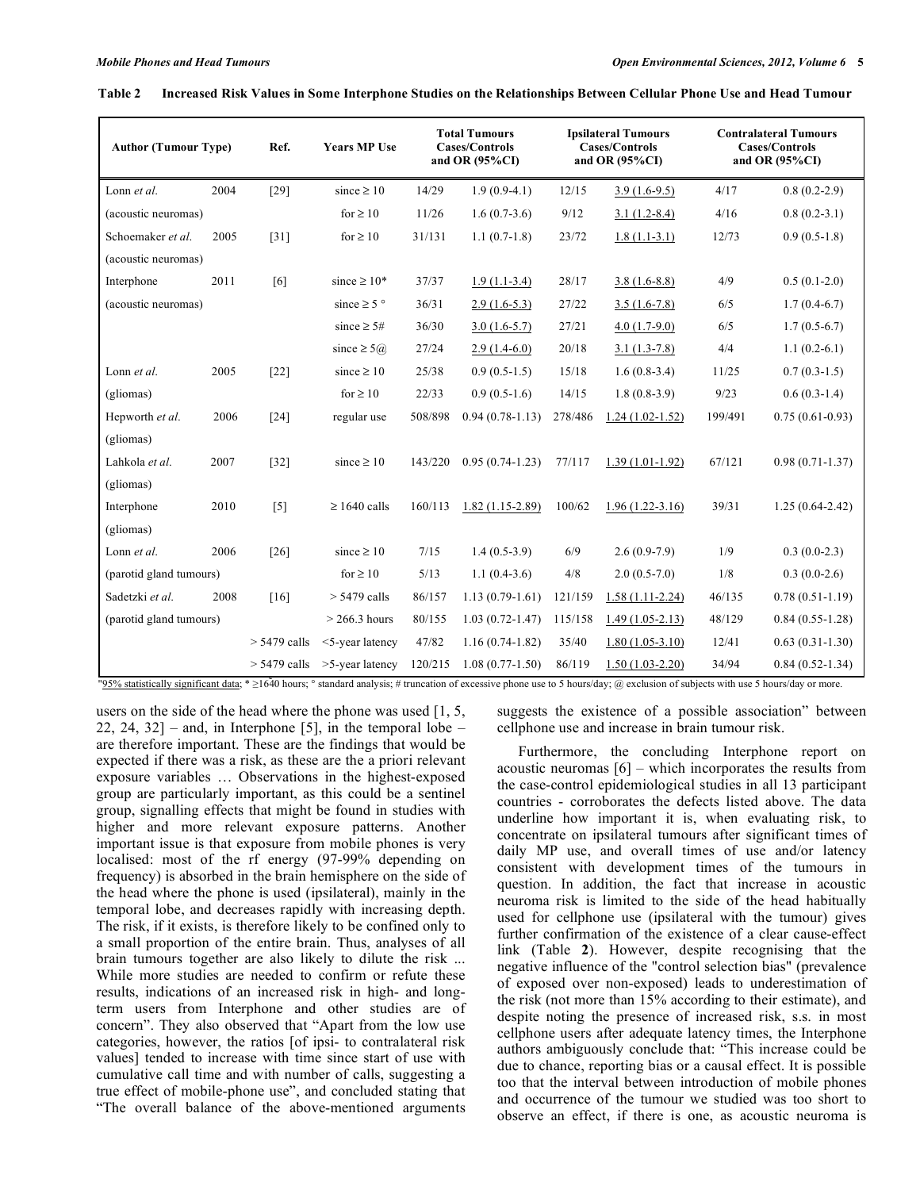**Table 2 Increased Risk Values in Some Interphone Studies on the Relationships Between Cellular Phone Use and Head Tumour**

| Author (Tumour Type) | | Ref. | Years MP Use | Total Tumours Cases/Controls and OR (95%CI) | | Ipsilateral Tumours Cases/Controls and OR (95%CI) | | Contralateral Tumours Cases/Controls and OR (95%CI) | |
|---|---|---|---|---|---|---|---|---|---|
| Lonn *et al.* | 2004 | [29] | since ≥ 10 | 14/29 | 1.9 (0.9-4.1) | 12/15 | <u>3.9 (1.6-9.5)</u> | 4/17 | 0.8 (0.2-2.9) |
| (acoustic neuromas) | | | for ≥ 10 | 11/26 | 1.6 (0.7-3.6) | 9/12 | <u>3.1 (1.2-8.4)</u> | 4/16 | 0.8 (0.2-3.1) |
| Schoemaker *et al.* | 2005 | [31] | for ≥ 10 | 31/131 | 1.1 (0.7-1.8) | 23/72 | <u>1.8 (1.1-3.1)</u> | 12/73 | 0.9 (0.5-1.8) |
| (acoustic neuromas) | | | | | | | | | |
| Interphone | 2011 | [6] | since ≥ 10* | 37/37 | <u>1.9 (1.1-3.4)</u> | 28/17 | <u>3.8 (1.6-8.8)</u> | 4/9 | 0.5 (0.1-2.0) |
| (acoustic neuromas) | | | since ≥ 5 ° | 36/31 | <u>2.9 (1.6-5.3)</u> | 27/22 | <u>3.5 (1.6-7.8)</u> | 6/5 | 1.7 (0.4-6.7) |
| | | | since ≥ 5# | 36/30 | <u>3.0 (1.6-5.7)</u> | 27/21 | <u>4.0 (1.7-9.0)</u> | 6/5 | 1.7 (0.5-6.7) |
| | | | since ≥ 5@ | 27/24 | <u>2.9 (1.4-6.0)</u> | 20/18 | <u>3.1 (1.3-7.8)</u> | 4/4 | 1.1 (0.2-6.1) |
| Lonn *et al.* | 2005 | [22] | since ≥ 10 | 25/38 | 0.9 (0.5-1.5) | 15/18 | 1.6 (0.8-3.4) | 11/25 | 0.7 (0.3-1.5) |
| (gliomas) | | | for ≥ 10 | 22/33 | 0.9 (0.5-1.6) | 14/15 | 1.8 (0.8-3.9) | 9/23 | 0.6 (0.3-1.4) |
| Hepworth *et al.* | 2006 | [24] | regular use | 508/898 | 0.94 (0.78-1.13) | 278/486 | <u>1.24 (1.02-1.52)</u> | 199/491 | 0.75 (0.61-0.93) |
| (gliomas) | | | | | | | | | |
| Lahkola *et al.* | 2007 | [32] | since ≥ 10 | 143/220 | 0.95 (0.74-1.23) | 77/117 | <u>1.39 (1.01-1.92)</u> | 67/121 | 0.98 (0.71-1.37) |
| (gliomas) | | | | | | | | | |
| Interphone | 2010 | [5] | ≥ 1640 calls | 160/113 | <u>1.82 (1.15-2.89)</u> | 100/62 | <u>1.96 (1.22-3.16)</u> | 39/31 | 1.25 (0.64-2.42) |
| (gliomas) | | | | | | | | | |
| Lonn *et al.* | 2006 | [26] | since ≥ 10 | 7/15 | 1.4 (0.5-3.9) | 6/9 | 2.6 (0.9-7.9) | 1/9 | 0.3 (0.0-2.3) |
| (parotid gland tumours) | | | for ≥ 10 | 5/13 | 1.1 (0.4-3.6) | 4/8 | 2.0 (0.5-7.0) | 1/8 | 0.3 (0.0-2.6) |
| Sadetzki *et al.* | 2008 | [16] | > 5479 calls | 86/157 | 1.13 (0.79-1.61) | 121/159 | <u>1.58 (1.11-2.24)</u> | 46/135 | 0.78 (0.51-1.19) |
| (parotid gland tumours) | | | > 266.3 hours | 80/155 | 1.03 (0.72-1.47) | 115/158 | <u>1.49 (1.05-2.13)</u> | 48/129 | 0.84 (0.55-1.28) |
| | | > 5479 calls | <5-year latency | 47/82 | 1.16 (0.74-1.82) | 35/40 | <u>1.80 (1.05-3.10)</u> | 12/41 | 0.63 (0.31-1.30) |
| | | > 5479 calls | >5-year latency | 120/215 | 1.08 (0.77-1.50) | 86/119 | <u>1.50 (1.03-2.20)</u> | 34/94 | 0.84 (0.52-1.34) |

"<u>95% statistically significant data</u>; * ≥1640 hours; ° standard analysis; # truncation of excessive phone use to 5 hours/day; @ exclusion of subjects with use 5 hours/day or more.

users on the side of the head where the phone was used [1, 5, 22, 24, 32] – and, in Interphone [5], in the temporal lobe – are therefore important. These are the findings that would be expected if there was a risk, as these are the a priori relevant exposure variables … Observations in the highest-exposed group are particularly important, as this could be a sentinel group, signalling effects that might be found in studies with higher and more relevant exposure patterns. Another important issue is that exposure from mobile phones is very localised: most of the rf energy (97-99% depending on frequency) is absorbed in the brain hemisphere on the side of the head where the phone is used (ipsilateral), mainly in the temporal lobe, and decreases rapidly with increasing depth. The risk, if it exists, is therefore likely to be confined only to a small proportion of the entire brain. Thus, analyses of all brain tumours together are also likely to dilute the risk ... While more studies are needed to confirm or refute these results, indications of an increased risk in high- and long-term users from Interphone and other studies are of concern". They also observed that "Apart from the low use categories, however, the ratios [of ipsi- to contralateral risk values] tended to increase with time since start of use with cumulative call time and with number of calls, suggesting a true effect of mobile-phone use", and concluded stating that "The overall balance of the above-mentioned arguments suggests the existence of a possible association" between cellphone use and increase in brain tumour risk.

Furthermore, the concluding Interphone report on acoustic neuromas [6] – which incorporates the results from the case-control epidemiological studies in all 13 participant countries - corroborates the defects listed above. The data underline how important it is, when evaluating risk, to concentrate on ipsilateral tumours after significant times of daily MP use, and overall times of use and/or latency consistent with development times of the tumours in question. In addition, the fact that increase in acoustic neuroma risk is limited to the side of the head habitually used for cellphone use (ipsilateral with the tumour) gives further confirmation of the existence of a clear cause-effect link (Table **2**). However, despite recognising that the negative influence of the "control selection bias" (prevalence of exposed over non-exposed) leads to underestimation of the risk (not more than 15% according to their estimate), and despite noting the presence of increased risk, s.s. in most cellphone users after adequate latency times, the Interphone authors ambiguously conclude that: "This increase could be due to chance, reporting bias or a causal effect. It is possible too that the interval between introduction of mobile phones and occurrence of the tumour we studied was too short to observe an effect, if there is one, as acoustic neuroma is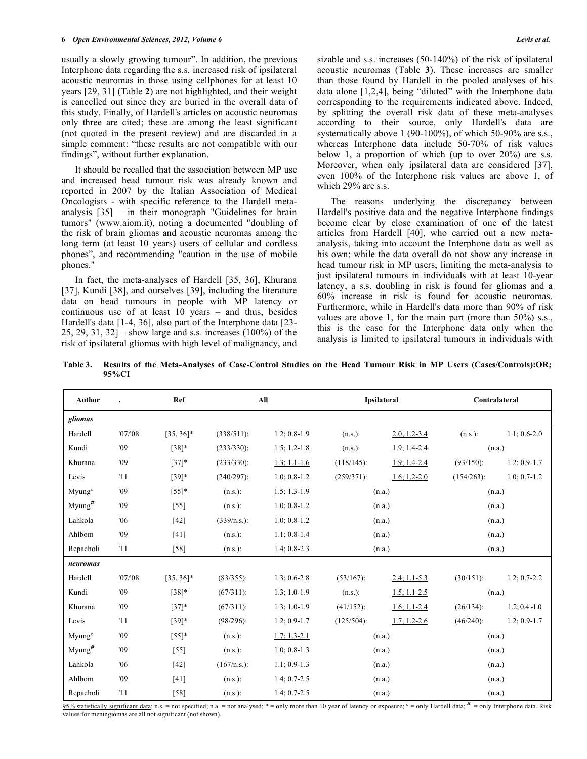usually a slowly growing tumour". In addition, the previous Interphone data regarding the s.s. increased risk of ipsilateral acoustic neuromas in those using cellphones for at least 10 years [29, 31] (Table **2**) are not highlighted, and their weight is cancelled out since they are buried in the overall data of this study. Finally, of Hardell's articles on acoustic neuromas only three are cited; these are among the least significant (not quoted in the present review) and are discarded in a simple comment: "these results are not compatible with our findings", without further explanation.

It should be recalled that the association between MP use and increased head tumour risk was already known and reported in 2007 by the Italian Association of Medical Oncologists - with specific reference to the Hardell meta-analysis [35] – in their monograph "Guidelines for brain tumors" (www.aiom.it), noting a documented "doubling of the risk of brain gliomas and acoustic neuromas among the long term (at least 10 years) users of cellular and cordless phones", and recommending "caution in the use of mobile phones."

In fact, the meta-analyses of Hardell [35, 36], Khurana [37], Kundi [38], and ourselves [39], including the literature data on head tumours in people with MP latency or continuous use of at least 10 years – and thus, besides Hardell's data [1-4, 36], also part of the Interphone data [23-25, 29, 31, 32] – show large and s.s. increases (100%) of the risk of ipsilateral gliomas with high level of malignancy, and sizable and s.s. increases (50-140%) of the risk of ipsilateral acoustic neuromas (Table **3**). These increases are smaller than those found by Hardell in the pooled analyses of his data alone [1,2,4], being "diluted" with the Interphone data corresponding to the requirements indicated above. Indeed, by splitting the overall risk data of these meta-analyses according to their source, only Hardell's data are systematically above 1 (90-100%), of which 50-90% are s.s., whereas Interphone data include 50-70% of risk values below 1, a proportion of which (up to over 20%) are s.s. Moreover, when only ipsilateral data are considered [37], even 100% of the Interphone risk values are above 1, of which 29% are s.s.

The reasons underlying the discrepancy between Hardell's positive data and the negative Interphone findings become clear by close examination of one of the latest articles from Hardell [40], who carried out a new meta-analysis, taking into account the Interphone data as well as his own: while the data overall do not show any increase in head tumour risk in MP users, limiting the meta-analysis to just ipsilateral tumours in individuals with at least 10-year latency, a s.s. doubling in risk is found for gliomas and a 60% increase in risk is found for acoustic neuromas. Furthermore, while in Hardell's data more than 90% of risk values are above 1, for the main part (more than 50%) s.s., this is the case for the Interphone data only when the analysis is limited to ipsilateral tumours in individuals with

**Table 3. Results of the Meta-Analyses of Case-Control Studies on the Head Tumour Risk in MP Users (Cases/Controls):OR; 95%CI**

| Author | . | Ref | All | | Ipsilateral | | Contralateral | |
|---|---|---|---|---|---|---|---|---|
| ***gliomas*** | | | | | | | | |
| Hardell | '07/'08 | [35, 36]* | (338/511): | 1.2; 0.8-1.9 | (n.s.): | <u>2.0; 1.2-3.4</u> | (n.s.): | 1.1; 0.6-2.0 |
| Kundi | '09 | [38]* | (233/330): | <u>1.5; 1.2-1.8</u> | (n.s.): | <u>1.9; 1.4-2.4</u> | (n.a.) | |
| Khurana | '09 | [37]* | (233/330): | <u>1.3; 1.1-1.6</u> | (118/145): | <u>1.9; 1.4-2.4</u> | (93/150): | 1.2; 0.9-1.7 |
| Levis | '11 | [39]* | (240/297): | 1.0; 0.8-1.2 | (259/371): | <u>1.6; 1.2-2.0</u> | (154/263): | 1.0; 0.7-1.2 |
| Myung° | '09 | [55]* | (n.s.): | <u>1.5; 1.3-1.9</u> | (n.a.) | | (n.a.) | |
| Myung# | '09 | [55] | (n.s.): | 1.0; 0.8-1.2 | (n.a.) | | (n.a.) | |
| Lahkola | '06 | [42] | (339/n.s.): | 1.0; 0.8-1.2 | (n.a.) | | (n.a.) | |
| Ahlbom | '09 | [41] | (n.s.): | 1.1; 0.8-1.4 | (n.a.) | | (n.a.) | |
| Repacholi | '11 | [58] | (n.s.): | 1.4; 0.8-2.3 | (n.a.) | | (n.a.) | |
| ***neuromas*** | | | | | | | | |
| Hardell | '07/'08 | [35, 36]* | (83/355): | 1.3; 0.6-2.8 | (53/167): | <u>2.4; 1.1-5.3</u> | (30/151): | 1.2; 0.7-2.2 |
| Kundi | '09 | [38]* | (67/311): | 1.3; 1.0-1.9 | (n.s.): | <u>1.5; 1.1-2.5</u> | (n.a.) | |
| Khurana | '09 | [37]* | (67/311): | 1.3; 1.0-1.9 | (41/152): | <u>1.6; 1.1-2.4</u> | (26/134): | 1.2; 0.4 -1.0 |
| Levis | '11 | [39]* | (98/296): | 1.2; 0.9-1.7 | (125/504): | <u>1.7; 1.2-2.6</u> | (46/240): | 1.2; 0.9-1.7 |
| Myung° | '09 | [55]* | (n.s.): | <u>1.7; 1.3-2.1</u> | (n.a.) | | (n.a.) | |
| Myung# | '09 | [55] | (n.s.): | 1.0; 0.8-1.3 | (n.a.) | | (n.a.) | |
| Lahkola | '06 | [42] | (167/n.s.): | 1.1; 0.9-1.3 | (n.a.) | | (n.a.) | |
| Ahlbom | '09 | [41] | (n.s.): | 1.4; 0.7-2.5 | (n.a.) | | (n.a.) | |
| Repacholi | '11 | [58] | (n.s.): | 1.4; 0.7-2.5 | (n.a.) | | (n.a.) | |

<u>95% statistically significant data</u>; n.s. = not specified; n.a. = not analysed; * = only more than 10 year of latency or exposure; ° = only Hardell data; # = only Interphone data. Risk values for meningiomas are all not significant (not shown).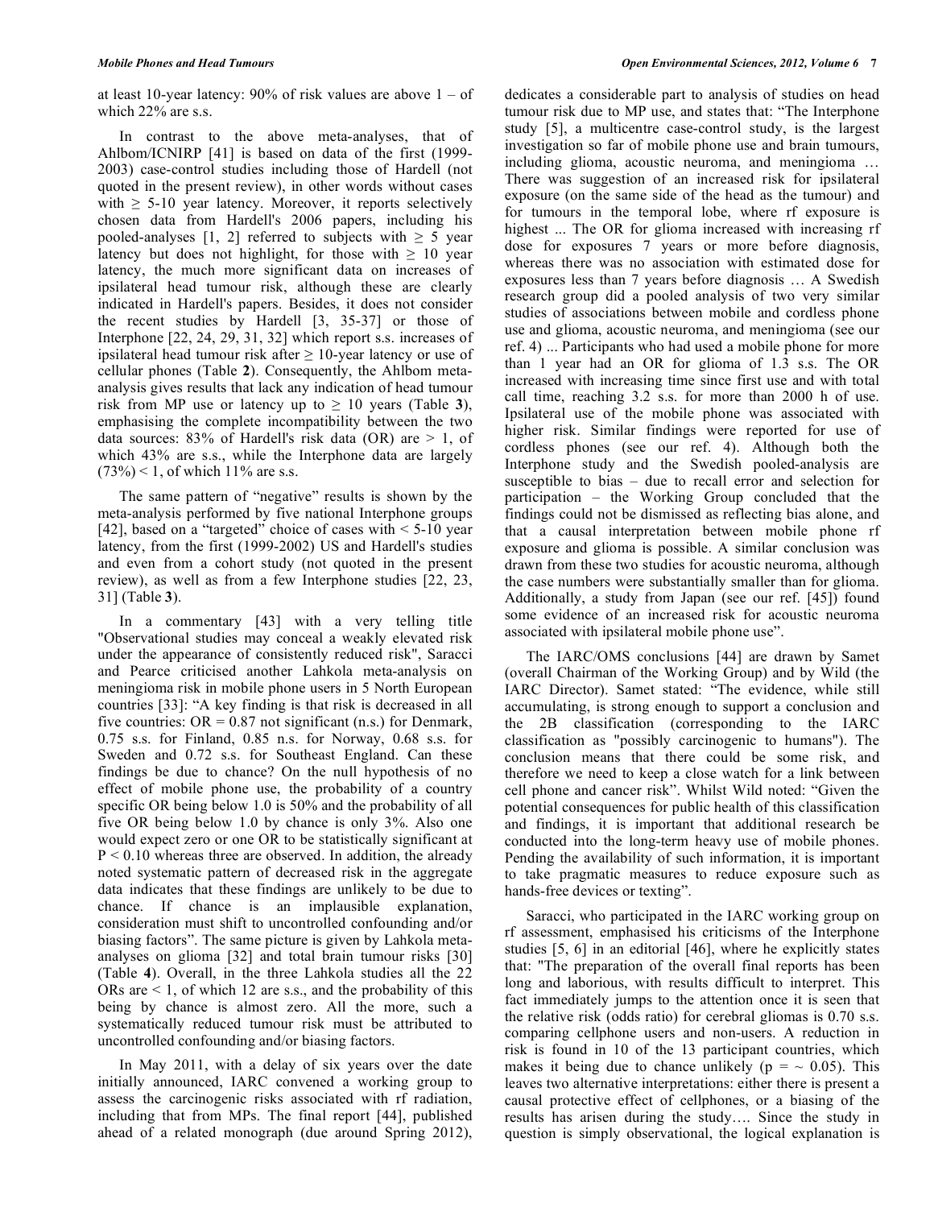at least 10-year latency: 90% of risk values are above 1 – of which 22% are s.s.

In contrast to the above meta-analyses, that of Ahlbom/ICNIRP [41] is based on data of the first (1999-2003) case-control studies including those of Hardell (not quoted in the present review), in other words without cases with ≥ 5-10 year latency. Moreover, it reports selectively chosen data from Hardell's 2006 papers, including his pooled-analyses [1, 2] referred to subjects with ≥ 5 year latency but does not highlight, for those with ≥ 10 year latency, the much more significant data on increases of ipsilateral head tumour risk, although these are clearly indicated in Hardell's papers. Besides, it does not consider the recent studies by Hardell [3, 35-37] or those of Interphone [22, 24, 29, 31, 32] which report s.s. increases of ipsilateral head tumour risk after ≥ 10-year latency or use of cellular phones (Table **2**). Consequently, the Ahlbom meta-analysis gives results that lack any indication of head tumour risk from MP use or latency up to ≥ 10 years (Table **3**), emphasising the complete incompatibility between the two data sources: 83% of Hardell's risk data (OR) are > 1, of which 43% are s.s., while the Interphone data are largely (73%) < 1, of which 11% are s.s.

The same pattern of "negative" results is shown by the meta-analysis performed by five national Interphone groups [42], based on a "targeted" choice of cases with < 5-10 year latency, from the first (1999-2002) US and Hardell's studies and even from a cohort study (not quoted in the present review), as well as from a few Interphone studies [22, 23, 31] (Table **3**).

In a commentary [43] with a very telling title "Observational studies may conceal a weakly elevated risk under the appearance of consistently reduced risk", Saracci and Pearce criticised another Lahkola meta-analysis on meningioma risk in mobile phone users in 5 North European countries [33]: "A key finding is that risk is decreased in all five countries: OR = 0.87 not significant (n.s.) for Denmark, 0.75 s.s. for Finland, 0.85 n.s. for Norway, 0.68 s.s. for Sweden and 0.72 s.s. for Southeast England. Can these findings be due to chance? On the null hypothesis of no effect of mobile phone use, the probability of a country specific OR being below 1.0 is 50% and the probability of all five OR being below 1.0 by chance is only 3%. Also one would expect zero or one OR to be statistically significant at $P < 0.10$ whereas three are observed. In addition, the already noted systematic pattern of decreased risk in the aggregate data indicates that these findings are unlikely to be due to chance. If chance is an implausible explanation, consideration must shift to uncontrolled confounding and/or biasing factors". The same picture is given by Lahkola meta-analyses on glioma [32] and total brain tumour risks [30] (Table **4**). Overall, in the three Lahkola studies all the 22 ORs are < 1, of which 12 are s.s., and the probability of this being by chance is almost zero. All the more, such a systematically reduced tumour risk must be attributed to uncontrolled confounding and/or biasing factors.

In May 2011, with a delay of six years over the date initially announced, IARC convened a working group to assess the carcinogenic risks associated with rf radiation, including that from MPs. The final report [44], published ahead of a related monograph (due around Spring 2012), dedicates a considerable part to analysis of studies on head tumour risk due to MP use, and states that: "The Interphone study [5], a multicentre case-control study, is the largest investigation so far of mobile phone use and brain tumours, including glioma, acoustic neuroma, and meningioma … There was suggestion of an increased risk for ipsilateral exposure (on the same side of the head as the tumour) and for tumours in the temporal lobe, where rf exposure is highest ... The OR for glioma increased with increasing rf dose for exposures 7 years or more before diagnosis, whereas there was no association with estimated dose for exposures less than 7 years before diagnosis … A Swedish research group did a pooled analysis of two very similar studies of associations between mobile and cordless phone use and glioma, acoustic neuroma, and meningioma (see our ref. 4) ... Participants who had used a mobile phone for more than 1 year had an OR for glioma of 1.3 s.s. The OR increased with increasing time since first use and with total call time, reaching 3.2 s.s. for more than 2000 h of use. Ipsilateral use of the mobile phone was associated with higher risk. Similar findings were reported for use of cordless phones (see our ref. 4). Although both the Interphone study and the Swedish pooled-analysis are susceptible to bias – due to recall error and selection for participation – the Working Group concluded that the findings could not be dismissed as reflecting bias alone, and that a causal interpretation between mobile phone rf exposure and glioma is possible. A similar conclusion was drawn from these two studies for acoustic neuroma, although the case numbers were substantially smaller than for glioma. Additionally, a study from Japan (see our ref. [45]) found some evidence of an increased risk for acoustic neuroma associated with ipsilateral mobile phone use".

The IARC/OMS conclusions [44] are drawn by Samet (overall Chairman of the Working Group) and by Wild (the IARC Director). Samet stated: "The evidence, while still accumulating, is strong enough to support a conclusion and the 2B classification (corresponding to the IARC classification as "possibly carcinogenic to humans"). The conclusion means that there could be some risk, and therefore we need to keep a close watch for a link between cell phone and cancer risk". Whilst Wild noted: "Given the potential consequences for public health of this classification and findings, it is important that additional research be conducted into the long-term heavy use of mobile phones. Pending the availability of such information, it is important to take pragmatic measures to reduce exposure such as hands-free devices or texting".

Saracci, who participated in the IARC working group on rf assessment, emphasised his criticisms of the Interphone studies [5, 6] in an editorial [46], where he explicitly states that: "The preparation of the overall final reports has been long and laborious, with results difficult to interpret. This fact immediately jumps to the attention once it is seen that the relative risk (odds ratio) for cerebral gliomas is 0.70 s.s. comparing cellphone users and non-users. A reduction in risk is found in 10 of the 13 participant countries, which makes it being due to chance unlikely ($p = \sim 0.05$). This leaves two alternative interpretations: either there is present a causal protective effect of cellphones, or a biasing of the results has arisen during the study…. Since the study in question is simply observational, the logical explanation is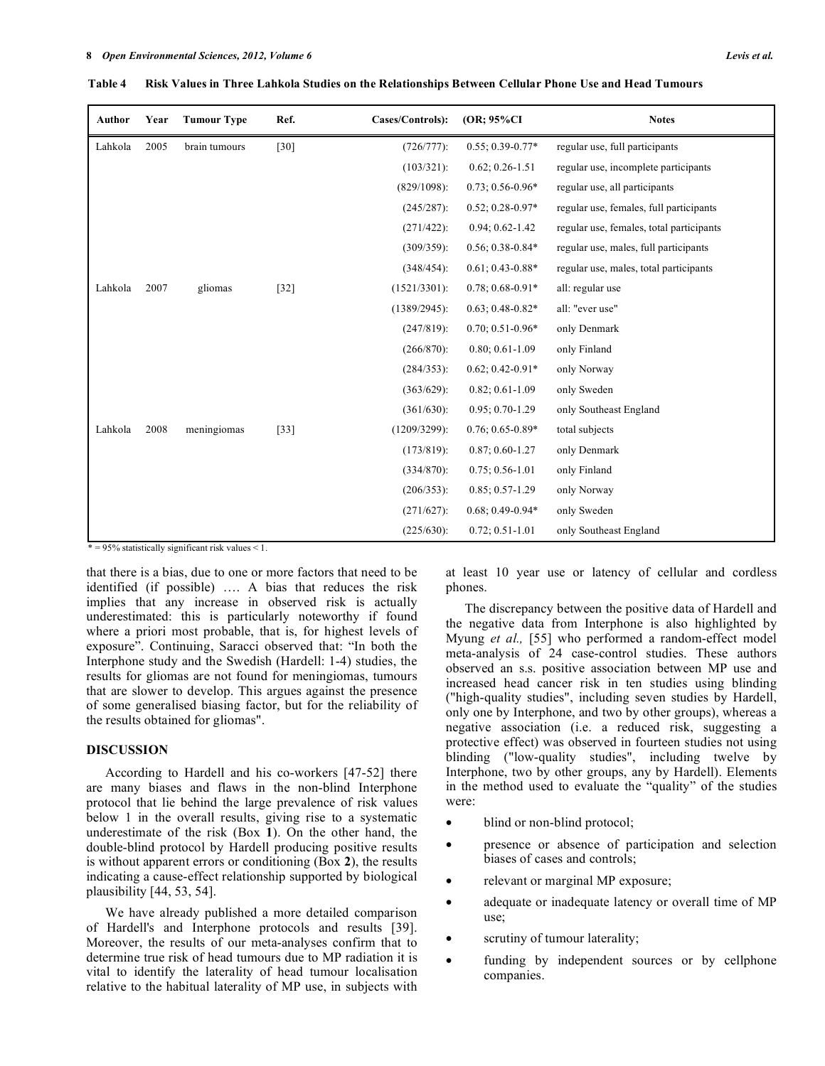**Table 4 Risk Values in Three Lahkola Studies on the Relationships Between Cellular Phone Use and Head Tumours**

| Author | Year | Tumour Type | Ref. | Cases/Controls): | (OR; 95%CI | Notes |
|---|---|---|---|---|---|---|
| Lahkola | 2005 | brain tumours | [30] | (726/777): | 0.55; 0.39-0.77* | regular use, full participants |
| | | | | (103/321): | 0.62; 0.26-1.51 | regular use, incomplete participants |
| | | | | (829/1098): | 0.73; 0.56-0.96* | regular use, all participants |
| | | | | (245/287): | 0.52; 0.28-0.97* | regular use, females, full participants |
| | | | | (271/422): | 0.94; 0.62-1.42 | regular use, females, total participants |
| | | | | (309/359): | 0.56; 0.38-0.84* | regular use, males, full participants |
| | | | | (348/454): | 0.61; 0.43-0.88* | regular use, males, total participants |
| Lahkola | 2007 | gliomas | [32] | (1521/3301): | 0.78; 0.68-0.91* | all: regular use |
| | | | | (1389/2945): | 0.63; 0.48-0.82* | all: "ever use" |
| | | | | (247/819): | 0.70; 0.51-0.96* | only Denmark |
| | | | | (266/870): | 0.80; 0.61-1.09 | only Finland |
| | | | | (284/353): | 0.62; 0.42-0.91* | only Norway |
| | | | | (363/629): | 0.82; 0.61-1.09 | only Sweden |
| | | | | (361/630): | 0.95; 0.70-1.29 | only Southeast England |
| Lahkola | 2008 | meningiomas | [33] | (1209/3299): | 0.76; 0.65-0.89* | total subjects |
| | | | | (173/819): | 0.87; 0.60-1.27 | only Denmark |
| | | | | (334/870): | 0.75; 0.56-1.01 | only Finland |
| | | | | (206/353): | 0.85; 0.57-1.29 | only Norway |
| | | | | (271/627): | 0.68; 0.49-0.94* | only Sweden |
| | | | | (225/630): | 0.72; 0.51-1.01 | only Southeast England |

* = 95% statistically significant risk values < 1.

that there is a bias, due to one or more factors that need to be identified (if possible) …. A bias that reduces the risk implies that any increase in observed risk is actually underestimated: this is particularly noteworthy if found where a priori most probable, that is, for highest levels of exposure". Continuing, Saracci observed that: "In both the Interphone study and the Swedish (Hardell: 1-4) studies, the results for gliomas are not found for meningiomas, tumours that are slower to develop. This argues against the presence of some generalised biasing factor, but for the reliability of the results obtained for gliomas".

## DISCUSSION

According to Hardell and his co-workers [47-52] there are many biases and flaws in the non-blind Interphone protocol that lie behind the large prevalence of risk values below 1 in the overall results, giving rise to a systematic underestimate of the risk (Box **1**). On the other hand, the double-blind protocol by Hardell producing positive results is without apparent errors or conditioning (Box **2**), the results indicating a cause-effect relationship supported by biological plausibility [44, 53, 54].

We have already published a more detailed comparison of Hardell's and Interphone protocols and results [39]. Moreover, the results of our meta-analyses confirm that to determine true risk of head tumours due to MP radiation it is vital to identify the laterality of head tumour localisation relative to the habitual laterality of MP use, in subjects with at least 10 year use or latency of cellular and cordless phones.

The discrepancy between the positive data of Hardell and the negative data from Interphone is also highlighted by Myung *et al.,* [55] who performed a random-effect model meta-analysis of 24 case-control studies. These authors observed an s.s. positive association between MP use and increased head cancer risk in ten studies using blinding ("high-quality studies", including seven studies by Hardell, only one by Interphone, and two by other groups), whereas a negative association (i.e. a reduced risk, suggesting a protective effect) was observed in fourteen studies not using blinding ("low-quality studies", including twelve by Interphone, two by other groups, any by Hardell). Elements in the method used to evaluate the "quality" of the studies were:

- blind or non-blind protocol;
- presence or absence of participation and selection biases of cases and controls;
- relevant or marginal MP exposure;
- adequate or inadequate latency or overall time of MP use;
- scrutiny of tumour laterality;
- funding by independent sources or by cellphone companies.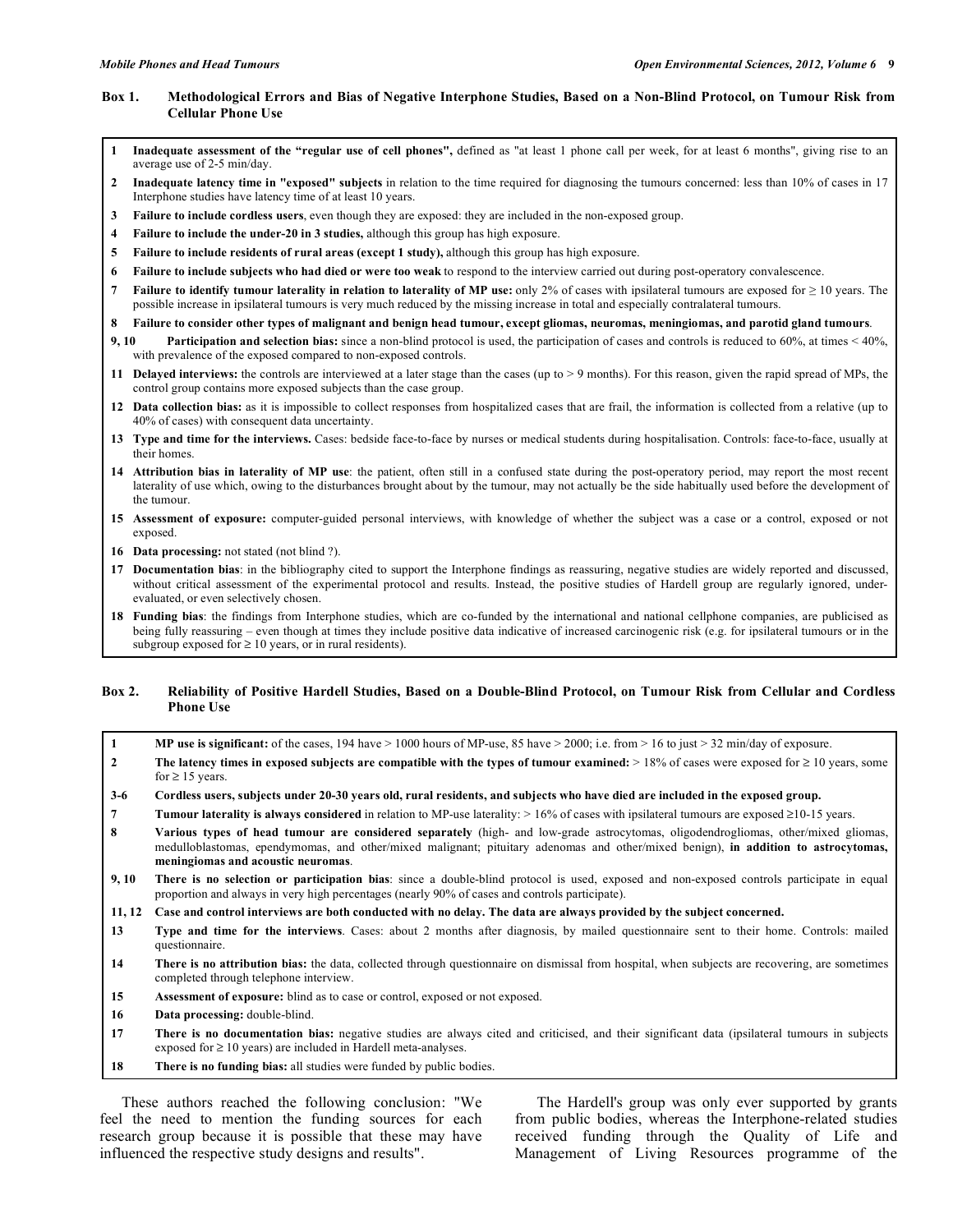**Box 1. Methodological Errors and Bias of Negative Interphone Studies, Based on a Non-Blind Protocol, on Tumour Risk from Cellular Phone Use**

**1 Inadequate assessment of the "regular use of cell phones",** defined as "at least 1 phone call per week, for at least 6 months", giving rise to an average use of 2-5 min/day.

**2 Inadequate latency time in "exposed" subjects** in relation to the time required for diagnosing the tumours concerned: less than 10% of cases in 17 Interphone studies have latency time of at least 10 years.

**3 Failure to include cordless users**, even though they are exposed: they are included in the non-exposed group.

**4 Failure to include the under-20 in 3 studies,** although this group has high exposure.

**5 Failure to include residents of rural areas (except 1 study),** although this group has high exposure.

**6 Failure to include subjects who had died or were too weak** to respond to the interview carried out during post-operatory convalescence.

**7 Failure to identify tumour laterality in relation to laterality of MP use:** only 2% of cases with ipsilateral tumours are exposed for ≥ 10 years. The possible increase in ipsilateral tumours is very much reduced by the missing increase in total and especially contralateral tumours.

**8 Failure to consider other types of malignant and benign head tumour, except gliomas, neuromas, meningiomas, and parotid gland tumours**.

**9, 10 Participation and selection bias:** since a non-blind protocol is used, the participation of cases and controls is reduced to 60%, at times < 40%, with prevalence of the exposed compared to non-exposed controls.

**11 Delayed interviews:** the controls are interviewed at a later stage than the cases (up to > 9 months). For this reason, given the rapid spread of MPs, the control group contains more exposed subjects than the case group.

**12 Data collection bias:** as it is impossible to collect responses from hospitalized cases that are frail, the information is collected from a relative (up to 40% of cases) with consequent data uncertainty.

**13 Type and time for the interviews.** Cases: bedside face-to-face by nurses or medical students during hospitalisation. Controls: face-to-face, usually at their homes.

**14 Attribution bias in laterality of MP use**: the patient, often still in a confused state during the post-operatory period, may report the most recent laterality of use which, owing to the disturbances brought about by the tumour, may not actually be the side habitually used before the development of the tumour.

**15 Assessment of exposure:** computer-guided personal interviews, with knowledge of whether the subject was a case or a control, exposed or not exposed.

**16 Data processing:** not stated (not blind ?).

**17 Documentation bias**: in the bibliography cited to support the Interphone findings as reassuring, negative studies are widely reported and discussed, without critical assessment of the experimental protocol and results. Instead, the positive studies of Hardell group are regularly ignored, under-evaluated, or even selectively chosen.

**18 Funding bias**: the findings from Interphone studies, which are co-funded by the international and national cellphone companies, are publicised as being fully reassuring – even though at times they include positive data indicative of increased carcinogenic risk (e.g. for ipsilateral tumours or in the subgroup exposed for ≥ 10 years, or in rural residents).

**Box 2. Reliability of Positive Hardell Studies, Based on a Double-Blind Protocol, on Tumour Risk from Cellular and Cordless Phone Use**

**1 MP use is significant:** of the cases, 194 have > 1000 hours of MP-use, 85 have > 2000; i.e. from > 16 to just > 32 min/day of exposure.

**2 The latency times in exposed subjects are compatible with the types of tumour examined:** > 18% of cases were exposed for ≥ 10 years, some for ≥ 15 years.

**3-6 Cordless users, subjects under 20-30 years old, rural residents, and subjects who have died are included in the exposed group.**

**7 Tumour laterality is always considered** in relation to MP-use laterality: > 16% of cases with ipsilateral tumours are exposed ≥10-15 years.

**8 Various types of head tumour are considered separately** (high- and low-grade astrocytomas, oligodendrogliomas, other/mixed gliomas, medulloblastomas, ependymomas, and other/mixed malignant; pituitary adenomas and other/mixed benign), **in addition to astrocytomas, meningiomas and acoustic neuromas**.

**9, 10 There is no selection or participation bias**: since a double-blind protocol is used, exposed and non-exposed controls participate in equal proportion and always in very high percentages (nearly 90% of cases and controls participate).

**11, 12 Case and control interviews are both conducted with no delay. The data are always provided by the subject concerned.**

**13 Type and time for the interviews**. Cases: about 2 months after diagnosis, by mailed questionnaire sent to their home. Controls: mailed questionnaire.

**14 There is no attribution bias:** the data, collected through questionnaire on dismissal from hospital, when subjects are recovering, are sometimes completed through telephone interview.

**15 Assessment of exposure:** blind as to case or control, exposed or not exposed.

**16 Data processing:** double-blind.

**17 There is no documentation bias:** negative studies are always cited and criticised, and their significant data (ipsilateral tumours in subjects exposed for ≥ 10 years) are included in Hardell meta-analyses.

**18 There is no funding bias:** all studies were funded by public bodies.

These authors reached the following conclusion: "We feel the need to mention the funding sources for each research group because it is possible that these may have influenced the respective study designs and results".

The Hardell's group was only ever supported by grants from public bodies, whereas the Interphone-related studies received funding through the Quality of Life and Management of Living Resources programme of the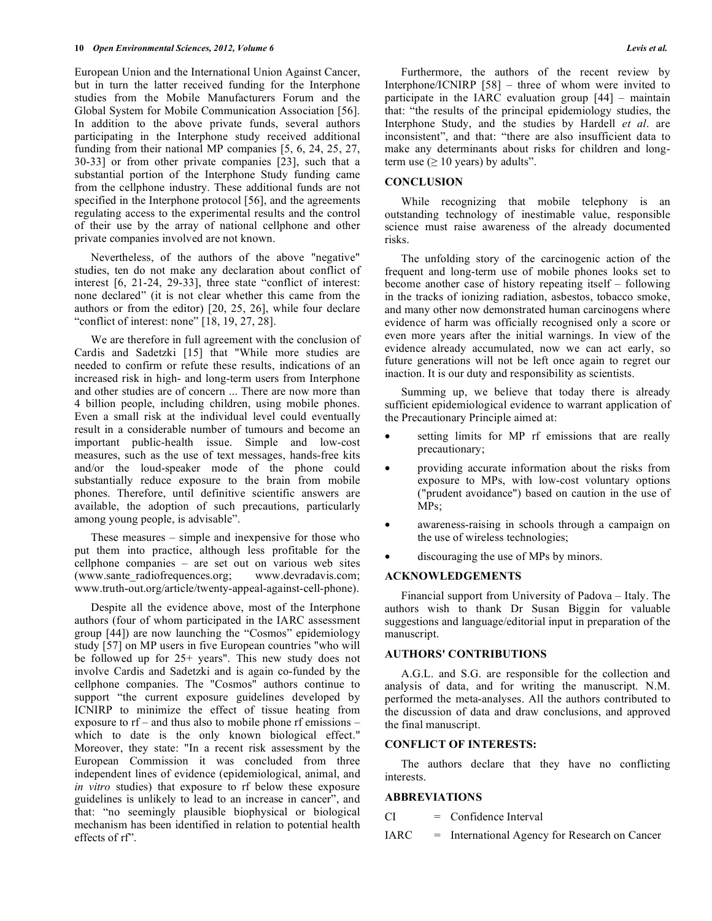European Union and the International Union Against Cancer, but in turn the latter received funding for the Interphone studies from the Mobile Manufacturers Forum and the Global System for Mobile Communication Association [56]. In addition to the above private funds, several authors participating in the Interphone study received additional funding from their national MP companies [5, 6, 24, 25, 27, 30-33] or from other private companies [23], such that a substantial portion of the Interphone Study funding came from the cellphone industry. These additional funds are not specified in the Interphone protocol [56], and the agreements regulating access to the experimental results and the control of their use by the array of national cellphone and other private companies involved are not known.

Nevertheless, of the authors of the above "negative" studies, ten do not make any declaration about conflict of interest [6, 21-24, 29-33], three state "conflict of interest: none declared" (it is not clear whether this came from the authors or from the editor) [20, 25, 26], while four declare "conflict of interest: none" [18, 19, 27, 28].

We are therefore in full agreement with the conclusion of Cardis and Sadetzki [15] that "While more studies are needed to confirm or refute these results, indications of an increased risk in high- and long-term users from Interphone and other studies are of concern ... There are now more than 4 billion people, including children, using mobile phones. Even a small risk at the individual level could eventually result in a considerable number of tumours and become an important public-health issue. Simple and low-cost measures, such as the use of text messages, hands-free kits and/or the loud-speaker mode of the phone could substantially reduce exposure to the brain from mobile phones. Therefore, until definitive scientific answers are available, the adoption of such precautions, particularly among young people, is advisable".

These measures – simple and inexpensive for those who put them into practice, although less profitable for the cellphone companies – are set out on various web sites (www.sante_radiofrequences.org; www.devradavis.com; www.truth-out.org/article/twenty-appeal-against-cell-phone).

Despite all the evidence above, most of the Interphone authors (four of whom participated in the IARC assessment group [44]) are now launching the "Cosmos" epidemiology study [57] on MP users in five European countries "who will be followed up for 25+ years". This new study does not involve Cardis and Sadetzki and is again co-funded by the cellphone companies. The "Cosmos" authors continue to support "the current exposure guidelines developed by ICNIRP to minimize the effect of tissue heating from exposure to rf – and thus also to mobile phone rf emissions – which to date is the only known biological effect." Moreover, they state: "In a recent risk assessment by the European Commission it was concluded from three independent lines of evidence (epidemiological, animal, and *in vitro* studies) that exposure to rf below these exposure guidelines is unlikely to lead to an increase in cancer", and that: "no seemingly plausible biophysical or biological mechanism has been identified in relation to potential health effects of rf".

Furthermore, the authors of the recent review by Interphone/ICNIRP [58] – three of whom were invited to participate in the IARC evaluation group [44] – maintain that: "the results of the principal epidemiology studies, the Interphone Study, and the studies by Hardell *et al*. are inconsistent", and that: "there are also insufficient data to make any determinants about risks for children and long-term use ($\geq$ 10 years) by adults".

## CONCLUSION

While recognizing that mobile telephony is an outstanding technology of inestimable value, responsible science must raise awareness of the already documented risks.

The unfolding story of the carcinogenic action of the frequent and long-term use of mobile phones looks set to become another case of history repeating itself – following in the tracks of ionizing radiation, asbestos, tobacco smoke, and many other now demonstrated human carcinogens where evidence of harm was officially recognised only a score or even more years after the initial warnings. In view of the evidence already accumulated, now we can act early, so future generations will not be left once again to regret our inaction. It is our duty and responsibility as scientists.

Summing up, we believe that today there is already sufficient epidemiological evidence to warrant application of the Precautionary Principle aimed at:

- setting limits for MP rf emissions that are really precautionary;
- providing accurate information about the risks from exposure to MPs, with low-cost voluntary options ("prudent avoidance") based on caution in the use of MPs;
- awareness-raising in schools through a campaign on the use of wireless technologies;
- discouraging the use of MPs by minors.

## ACKNOWLEDGEMENTS

Financial support from University of Padova – Italy. The authors wish to thank Dr Susan Biggin for valuable suggestions and language/editorial input in preparation of the manuscript.

## AUTHORS' CONTRIBUTIONS

A.G.L. and S.G. are responsible for the collection and analysis of data, and for writing the manuscript. N.M. performed the meta-analyses. All the authors contributed to the discussion of data and draw conclusions, and approved the final manuscript.

## CONFLICT OF INTERESTS:

The authors declare that they have no conflicting interests.

## ABBREVIATIONS

CI = Confidence Interval

IARC = International Agency for Research on Cancer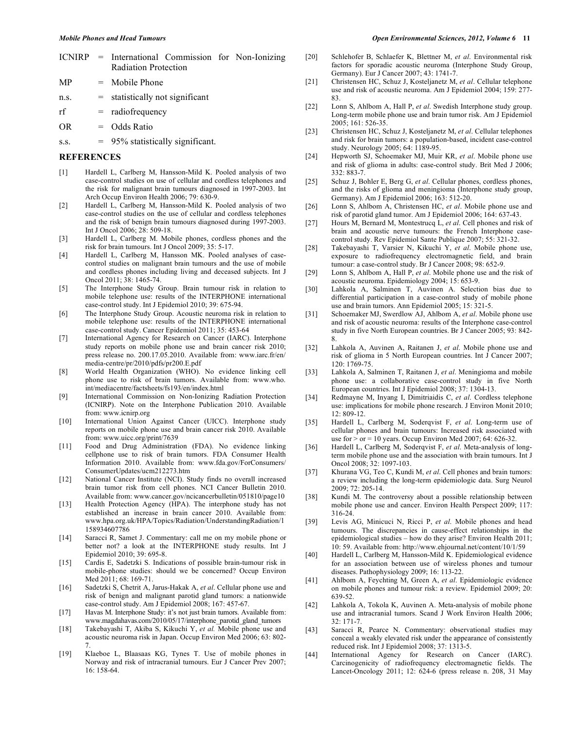ICNIRP = International Commission for Non-Ionizing Radiation Protection

MP = Mobile Phone

n.s. = statistically not significant

rf = radiofrequency

OR = Odds Ratio

s.s. = 95% statistically significant.

## REFERENCES

[1] Hardell L, Carlberg M, Hansson-Mild K. Pooled analysis of two case-control studies on use of cellular and cordless telephones and the risk for malignant brain tumours diagnosed in 1997-2003. Int Arch Occup Environ Health 2006; 79: 630-9.

[2] Hardell L, Carlberg M, Hansson-Mild K. Pooled analysis of two case-control studies on the use of cellular and cordless telephones and the risk of benign brain tumours diagnosed during 1997-2003. Int J Oncol 2006; 28: 509-18.

[3] Hardell L, Carlberg M. Mobile phones, cordless phones and the risk for brain tumours. Int J Oncol 2009; 35: 5-17.

[4] Hardell L, Carlberg M, Hansson MK. Pooled analyses of case-control studies on malignant brain tumours and the use of mobile and cordless phones including living and deceased subjects. Int J Oncol 2011; 38: 1465-74.

[5] The Interphone Study Group. Brain tumour risk in relation to mobile telephone use: results of the INTERPHONE international case-control study. Int J Epidemiol 2010; 39: 675-94.

[6] The Interphone Study Group. Acoustic neuroma risk in relation to mobile telephone use: results of the INTERPHONE international case-control study. Cancer Epidemiol 2011; 35: 453-64

[7] International Agency for Research on Cancer (IARC). Interphone study reports on mobile phone use and brain cancer risk 2010; press release no. 200.17.05.2010. Available from: www.iarc.fr/en/media-centre/pr/2010/pdfs/pr200.E.pdf

[8] World Health Organization (WHO). No evidence linking cell phone use to risk of brain tumors. Available from: www.who.int/mediacentre/factsheets/fs193/en/index.html

[9] International Commission on Non-Ionizing Radiation Protection (ICNIRP). Note on the Interphone Publication 2010. Available from: www.icnirp.org

[10] International Union Against Cancer (UICC). Interphone study reports on mobile phone use and brain cancer risk 2010. Available from: www.uicc.org/print/7639

[11] Food and Drug Administration (FDA). No evidence linking cellphone use to risk of brain tumors. FDA Consumer Health Information 2010. Available from: www.fda.gov/ForConsumers/ConsumerUpdates/ucm212273.htm

[12] National Cancer Institute (NCI). Study finds no overall increased brain tumor risk from cell phones. NCI Cancer Bulletin 2010. Available from: www.cancer.gov/ncicancerbulletin/051810/page10

[13] Health Protection Agency (HPA). The interphone study has not established an increase in brain cancer 2010. Available from: www.hpa.org.uk/HPA/Topics/Radiation/UnderstandingRadiation/1158934607786

[14] Saracci R, Samet J. Commentary: call me on my mobile phone or better not? a look at the INTERPHONE study results. Int J Epidemiol 2010; 39: 695-8.

[15] Cardis E, Sadetzki S. Indications of possible brain-tumour risk in mobile-phone studies: should we be concerned? Occup Environ Med 2011; 68: 169-71.

[16] Sadetzki S, Chetrit A, Jarus-Hakak A, *et al*. Cellular phone use and risk of benign and malignant parotid gland tumors: a nationwide case-control study. Am J Epidemiol 2008; 167: 457-67.

[17] Havas M. Interphone Study: it's not just brain tumors. Available from: www.magdahavas.com/2010/05/17/interphone_parotid_gland_tumors

[18] Takebayashi T, Akiba S, Kikuchi Y, *et al.* Mobile phone use and acoustic neuroma risk in Japan. Occup Environ Med 2006; 63: 802-7.

[19] Klaeboe L, Blaasaas KG, Tynes T. Use of mobile phones in Norway and risk of intracranial tumours. Eur J Cancer Prev 2007; 16: 158-64.

[20] Schlehofer B, Schlaefer K, Blettner M, *et al*. Environmental risk factors for sporadic acoustic neuroma (Interphone Study Group, Germany). Eur J Cancer 2007; 43: 1741-7.

[21] Christensen HC, Schuz J, Kosteljanetz M, *et al*. Cellular telephone use and risk of acoustic neuroma. Am J Epidemiol 2004; 159: 277-83.

[22] Lonn S, Ahlbom A, Hall P, *et al*. Swedish Interphone study group. Long-term mobile phone use and brain tumor risk. Am J Epidemiol 2005; 161: 526-35.

[23] Christensen HC, Schuz J, Kosteljanetz M, *et al*. Cellular telephones and risk for brain tumors: a population-based, incident case-control study. Neurology 2005; 64: 1189-95.

[24] Hepworth SJ, Schoemaker MJ, Muir KR, *et al*. Mobile phone use and risk of glioma in adults: case-control study. Brit Med J 2006; 332: 883-7.

[25] Schuz J, Bohler E, Berg G, *et al*. Cellular phones, cordless phones, and the risks of glioma and meningioma (Interphone study group, Germany). Am J Epidemiol 2006; 163: 512-20.

[26] Lonn S, Ahlbom A, Christensen HC, *et al*. Mobile phone use and risk of parotid gland tumor. Am J Epidemiol 2006; 164: 637-43.

[27] Hours M, Bernard M, Montestrucq L, *et al*. Cell phones and risk of brain and acoustic nerve tumours: the French Interphone case-control study. Rev Epidemiol Sante Publique 2007; 55: 321-32.

[28] Takebayashi T, Varsier N, Kikuchi Y, *et al*. Mobile phone use, exposure to radiofrequency electromagnetic field, and brain tumour: a case-control study. Br J Cancer 2008; 98: 652-9.

[29] Lonn S, Ahlbom A, Hall P, *et al*. Mobile phone use and the risk of acoustic neuroma. Epidemiology 2004; 15: 653-9.

[30] Lahkola A, Salminen T, Auvinen A. Selection bias due to differential participation in a case-control study of mobile phone use and brain tumors. Ann Epidemiol 2005; 15: 321-5.

[31] Schoemaker MJ, Swerdlow AJ, Ahlbom A, *et al*. Mobile phone use and risk of acoustic neuroma: results of the Interphone case-control study in five North European countries. Br J Cancer 2005; 93: 842-8.

[32] Lahkola A, Auvinen A, Raitanen J, *et al*. Mobile phone use and risk of glioma in 5 North European countries. Int J Cancer 2007; 120: 1769-75.

[33] Lahkola A, Salminen T, Raitanen J, *et al*. Meningioma and mobile phone use: a collaborative case-control study in five North European countries. Int J Epidemiol 2008; 37: 1304-13.

[34] Redmayne M, Inyang I, Dimitriadis C, *et al*. Cordless telephone use: implications for mobile phone research. J Environ Monit 2010; 12: 809-12.

[35] Hardell L, Carlberg M, Soderqvist F, *et al*. Long-term use of cellular phones and brain tumours: Increased risk associated with use for > or = 10 years. Occup Environ Med 2007; 64: 626-32.

[36] Hardell L, Carlberg M, Soderqvist F, *et al*. Meta-analysis of long-term mobile phone use and the association with brain tumours. Int J Oncol 2008; 32: 1097-103.

[37] Khurana VG, Teo C, Kundi M, *et al*. Cell phones and brain tumors: a review including the long-term epidemiologic data. Surg Neurol 2009; 72: 205-14.

[38] Kundi M. The controversy about a possible relationship between mobile phone use and cancer. Environ Health Perspect 2009; 117: 316-24.

[39] Levis AG, Minicuci N, Ricci P, *et al*. Mobile phones and head tumours. The discrepancies in cause-effect relationships in the epidemiological studies – how do they arise? Environ Health 2011; 10: 59. Available from: http://www.ehjournal.net/content/10/1/59

[40] Hardell L, Carlberg M, Hansson-Mild K. Epidemiological evidence for an association between use of wireless phones and tumour diseases. Pathophysiology 2009; 16: 113-22.

[41] Ahlbom A, Feychting M, Green A, *et al*. Epidemiologic evidence on mobile phones and tumour risk: a review. Epidemiol 2009; 20: 639-52.

[42] Lahkola A, Tokola K, Auvinen A. Meta-analysis of mobile phone use and intracranial tumors. Scand J Work Environ Health 2006; 32: 171-7.

[43] Saracci R, Pearce N. Commentary: observational studies may conceal a weakly elevated risk under the appearance of consistently reduced risk. Int J Epidemiol 2008; 37: 1313-5.

[44] International Agency for Research on Cancer (IARC). Carcinogenicity of radiofrequency electromagnetic fields. The Lancet-Oncology 2011; 12: 624-6 (press release n. 208, 31 May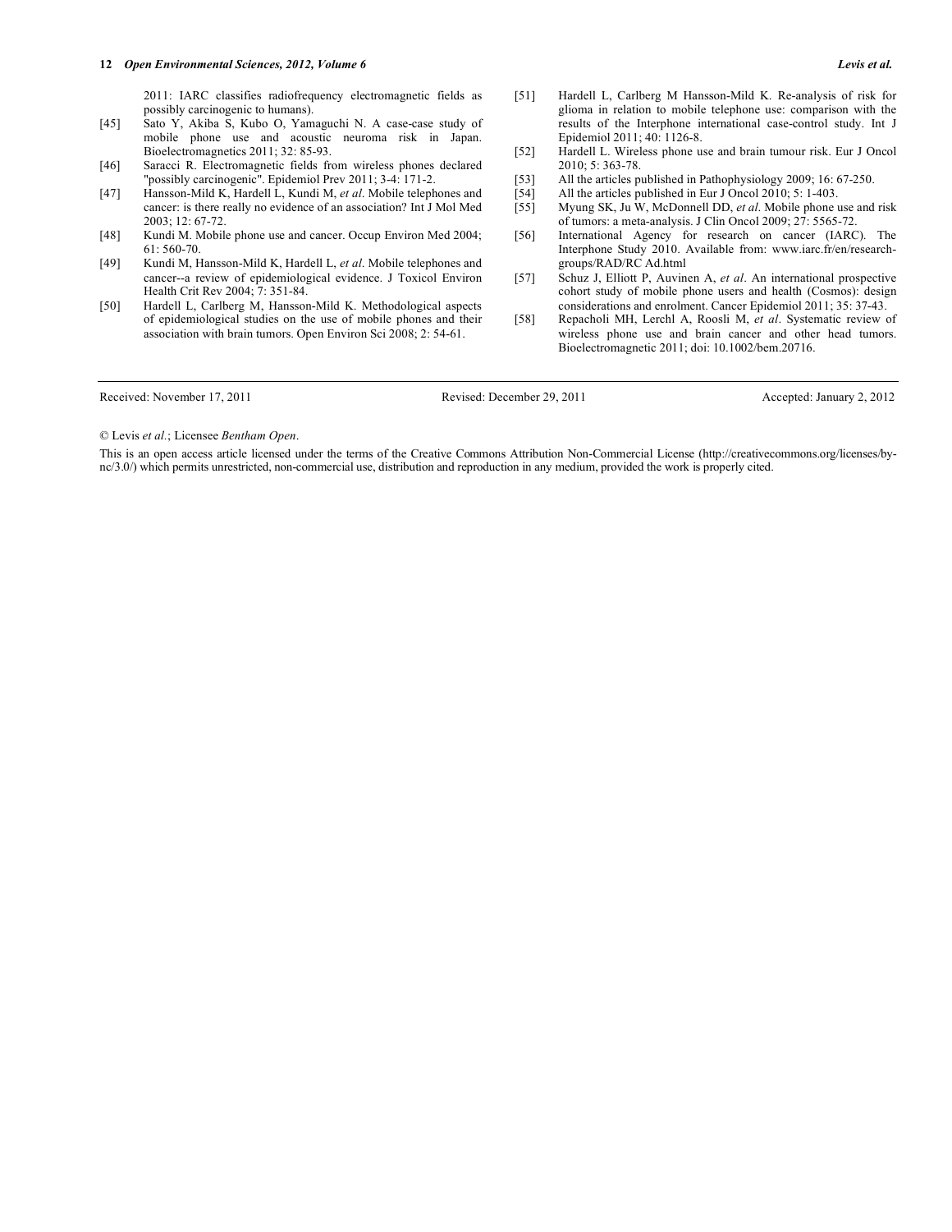2011: IARC classifies radiofrequency electromagnetic fields as possibly carcinogenic to humans).

[45] Sato Y, Akiba S, Kubo O, Yamaguchi N. A case-case study of mobile phone use and acoustic neuroma risk in Japan. Bioelectromagnetics 2011; 32: 85-93.

[46] Saracci R. Electromagnetic fields from wireless phones declared "possibly carcinogenic". Epidemiol Prev 2011; 3-4: 171-2.

[47] Hansson-Mild K, Hardell L, Kundi M, *et al*. Mobile telephones and cancer: is there really no evidence of an association? Int J Mol Med 2003; 12: 67-72.

[48] Kundi M. Mobile phone use and cancer. Occup Environ Med 2004; 61: 560-70.

[49] Kundi M, Hansson-Mild K, Hardell L, *et al*. Mobile telephones and cancer--a review of epidemiological evidence. J Toxicol Environ Health Crit Rev 2004; 7: 351-84.

[50] Hardell L, Carlberg M, Hansson-Mild K. Methodological aspects of epidemiological studies on the use of mobile phones and their association with brain tumors. Open Environ Sci 2008; 2: 54-61.

[51] Hardell L, Carlberg M Hansson-Mild K. Re-analysis of risk for glioma in relation to mobile telephone use: comparison with the results of the Interphone international case-control study. Int J Epidemiol 2011; 40: 1126-8.

[52] Hardell L. Wireless phone use and brain tumour risk. Eur J Oncol 2010; 5: 363-78.

[53] All the articles published in Pathophysiology 2009; 16: 67-250.

[54] All the articles published in Eur J Oncol 2010; 5: 1-403.

[55] Myung SK, Ju W, McDonnell DD, *et al*. Mobile phone use and risk of tumors: a meta-analysis. J Clin Oncol 2009; 27: 5565-72.

[56] International Agency for research on cancer (IARC). The Interphone Study 2010. Available from: www.iarc.fr/en/research-groups/RAD/RC Ad.html

[57] Schuz J, Elliott P, Auvinen A, *et al*. An international prospective cohort study of mobile phone users and health (Cosmos): design considerations and enrolment. Cancer Epidemiol 2011; 35: 37-43.

[58] Repacholi MH, Lerchl A, Roosli M, *et al*. Systematic review of wireless phone use and brain cancer and other head tumors. Bioelectromagnetic 2011; doi: 10.1002/bem.20716.

Received: November 17, 2011 Revised: December 29, 2011 Accepted: January 2, 2012

© Levis *et al.*; Licensee *Bentham Open*.

This is an open access article licensed under the terms of the Creative Commons Attribution Non-Commercial License (http://creativecommons.org/licenses/by-nc/3.0/) which permits unrestricted, non-commercial use, distribution and reproduction in any medium, provided the work is properly cited.